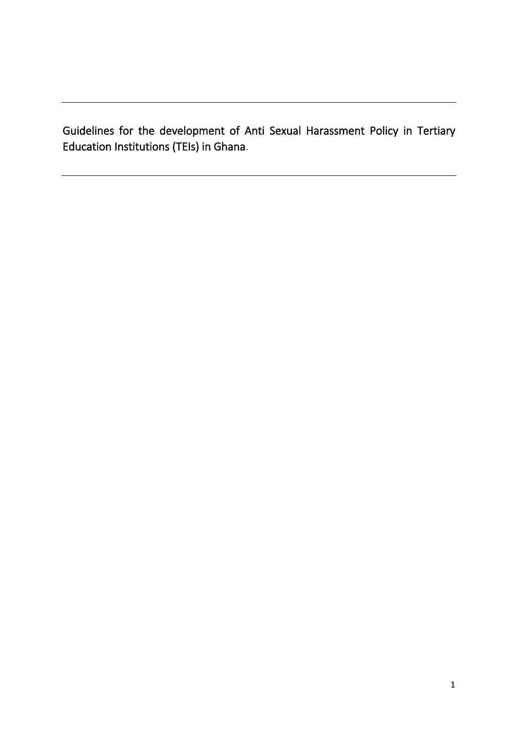# Guidelines for the development of Anti Sexual Harassment Policy in Tertiary Education Institutions (TEIs) in Ghana.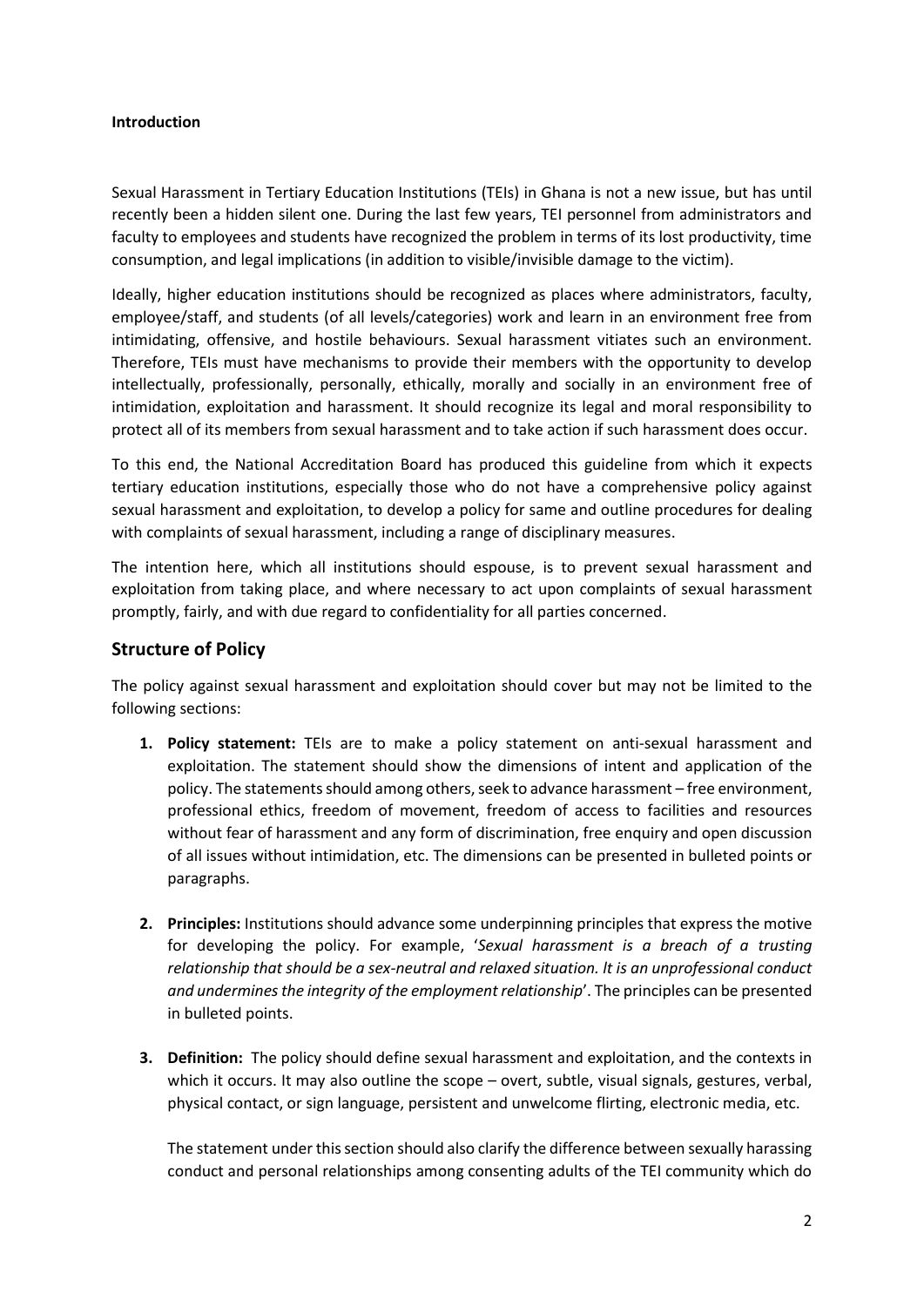**Introduction**

Sexual Harassment in Tertiary Education Institutions (TEIs) in Ghana is not a new issue, but has until recently been a hidden silent one. During the last few years, TEI personnel from administrators and faculty to employees and students have recognized the problem in terms of its lost productivity, time consumption, and legal implications (in addition to visible/invisible damage to the victim).

Ideally, higher education institutions should be recognized as places where administrators, faculty, employee/staff, and students (of all levels/categories) work and learn in an environment free from intimidating, offensive, and hostile behaviours. Sexual harassment vitiates such an environment. Therefore, TEIs must have mechanisms to provide their members with the opportunity to develop intellectually, professionally, personally, ethically, morally and socially in an environment free of intimidation, exploitation and harassment. It should recognize its legal and moral responsibility to protect all of its members from sexual harassment and to take action if such harassment does occur.

To this end, the National Accreditation Board has produced this guideline from which it expects tertiary education institutions, especially those who do not have a comprehensive policy against sexual harassment and exploitation, to develop a policy for same and outline procedures for dealing with complaints of sexual harassment, including a range of disciplinary measures.

The intention here, which all institutions should espouse, is to prevent sexual harassment and exploitation from taking place, and where necessary to act upon complaints of sexual harassment promptly, fairly, and with due regard to confidentiality for all parties concerned.

## Structure of Policy

The policy against sexual harassment and exploitation should cover but may not be limited to the following sections:

1. **Policy statement:** TEIs are to make a policy statement on anti-sexual harassment and exploitation. The statement should show the dimensions of intent and application of the policy. The statements should among others, seek to advance harassment – free environment, professional ethics, freedom of movement, freedom of access to facilities and resources without fear of harassment and any form of discrimination, free enquiry and open discussion of all issues without intimidation, etc. The dimensions can be presented in bulleted points or paragraphs.

2. **Principles:** Institutions should advance some underpinning principles that express the motive for developing the policy. For example, '*Sexual harassment is a breach of a trusting relationship that should be a sex-neutral and relaxed situation. lt is an unprofessional conduct and undermines the integrity of the employment relationship*'. The principles can be presented in bulleted points.

3. **Definition:** The policy should define sexual harassment and exploitation, and the contexts in which it occurs. It may also outline the scope – overt, subtle, visual signals, gestures, verbal, physical contact, or sign language, persistent and unwelcome flirting, electronic media, etc.

   The statement under this section should also clarify the difference between sexually harassing conduct and personal relationships among consenting adults of the TEI community which do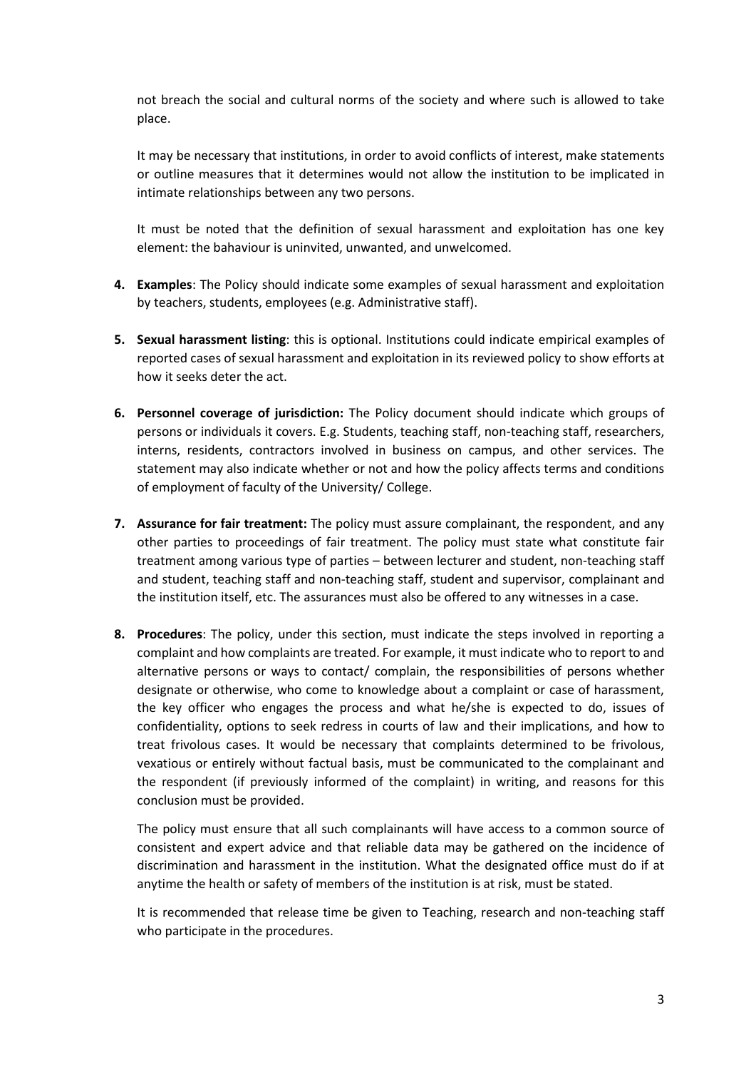not breach the social and cultural norms of the society and where such is allowed to take place.

It may be necessary that institutions, in order to avoid conflicts of interest, make statements or outline measures that it determines would not allow the institution to be implicated in intimate relationships between any two persons.

It must be noted that the definition of sexual harassment and exploitation has one key element: the bahaviour is uninvited, unwanted, and unwelcomed.

4. **Examples**: The Policy should indicate some examples of sexual harassment and exploitation by teachers, students, employees (e.g. Administrative staff).

5. **Sexual harassment listing**: this is optional. Institutions could indicate empirical examples of reported cases of sexual harassment and exploitation in its reviewed policy to show efforts at how it seeks deter the act.

6. **Personnel coverage of jurisdiction:** The Policy document should indicate which groups of persons or individuals it covers. E.g. Students, teaching staff, non-teaching staff, researchers, interns, residents, contractors involved in business on campus, and other services. The statement may also indicate whether or not and how the policy affects terms and conditions of employment of faculty of the University/ College.

7. **Assurance for fair treatment:** The policy must assure complainant, the respondent, and any other parties to proceedings of fair treatment. The policy must state what constitute fair treatment among various type of parties – between lecturer and student, non-teaching staff and student, teaching staff and non-teaching staff, student and supervisor, complainant and the institution itself, etc. The assurances must also be offered to any witnesses in a case.

8. **Procedures**: The policy, under this section, must indicate the steps involved in reporting a complaint and how complaints are treated. For example, it must indicate who to report to and alternative persons or ways to contact/ complain, the responsibilities of persons whether designate or otherwise, who come to knowledge about a complaint or case of harassment, the key officer who engages the process and what he/she is expected to do, issues of confidentiality, options to seek redress in courts of law and their implications, and how to treat frivolous cases. It would be necessary that complaints determined to be frivolous, vexatious or entirely without factual basis, must be communicated to the complainant and the respondent (if previously informed of the complaint) in writing, and reasons for this conclusion must be provided.

   The policy must ensure that all such complainants will have access to a common source of consistent and expert advice and that reliable data may be gathered on the incidence of discrimination and harassment in the institution. What the designated office must do if at anytime the health or safety of members of the institution is at risk, must be stated.

   It is recommended that release time be given to Teaching, research and non-teaching staff who participate in the procedures.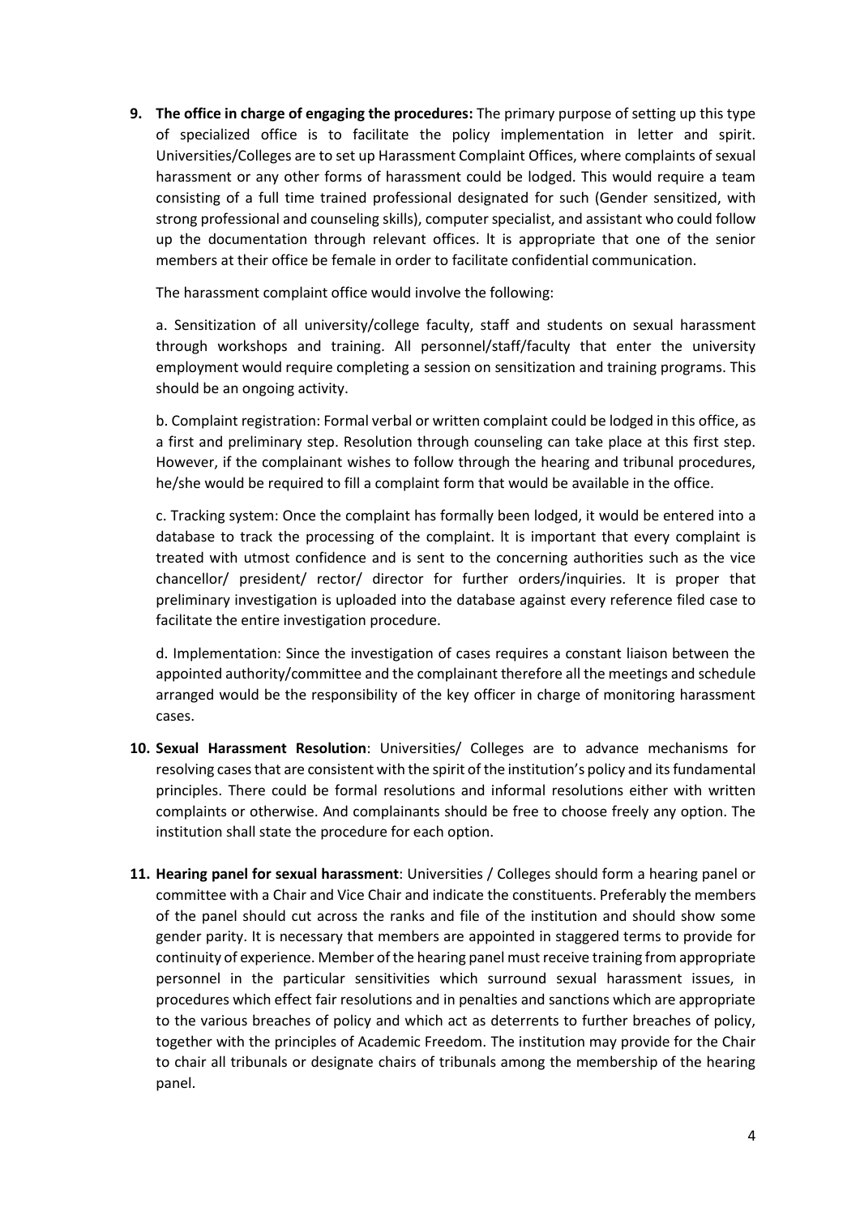9. **The office in charge of engaging the procedures:** The primary purpose of setting up this type of specialized office is to facilitate the policy implementation in letter and spirit. Universities/Colleges are to set up Harassment Complaint Offices, where complaints of sexual harassment or any other forms of harassment could be lodged. This would require a team consisting of a full time trained professional designated for such (Gender sensitized, with strong professional and counseling skills), computer specialist, and assistant who could follow up the documentation through relevant offices. It is appropriate that one of the senior members at their office be female in order to facilitate confidential communication.

   The harassment complaint office would involve the following:

   a. Sensitization of all university/college faculty, staff and students on sexual harassment through workshops and training. All personnel/staff/faculty that enter the university employment would require completing a session on sensitization and training programs. This should be an ongoing activity.

   b. Complaint registration: Formal verbal or written complaint could be lodged in this office, as a first and preliminary step. Resolution through counseling can take place at this first step. However, if the complainant wishes to follow through the hearing and tribunal procedures, he/she would be required to fill a complaint form that would be available in the office.

   c. Tracking system: Once the complaint has formally been lodged, it would be entered into a database to track the processing of the complaint. It is important that every complaint is treated with utmost confidence and is sent to the concerning authorities such as the vice chancellor/ president/ rector/ director for further orders/inquiries. It is proper that preliminary investigation is uploaded into the database against every reference filed case to facilitate the entire investigation procedure.

   d. Implementation: Since the investigation of cases requires a constant liaison between the appointed authority/committee and the complainant therefore all the meetings and schedule arranged would be the responsibility of the key officer in charge of monitoring harassment cases.

10. **Sexual Harassment Resolution**: Universities/ Colleges are to advance mechanisms for resolving cases that are consistent with the spirit of the institution's policy and its fundamental principles. There could be formal resolutions and informal resolutions either with written complaints or otherwise. And complainants should be free to choose freely any option. The institution shall state the procedure for each option.

11. **Hearing panel for sexual harassment**: Universities / Colleges should form a hearing panel or committee with a Chair and Vice Chair and indicate the constituents. Preferably the members of the panel should cut across the ranks and file of the institution and should show some gender parity. It is necessary that members are appointed in staggered terms to provide for continuity of experience. Member of the hearing panel must receive training from appropriate personnel in the particular sensitivities which surround sexual harassment issues, in procedures which effect fair resolutions and in penalties and sanctions which are appropriate to the various breaches of policy and which act as deterrents to further breaches of policy, together with the principles of Academic Freedom. The institution may provide for the Chair to chair all tribunals or designate chairs of tribunals among the membership of the hearing panel.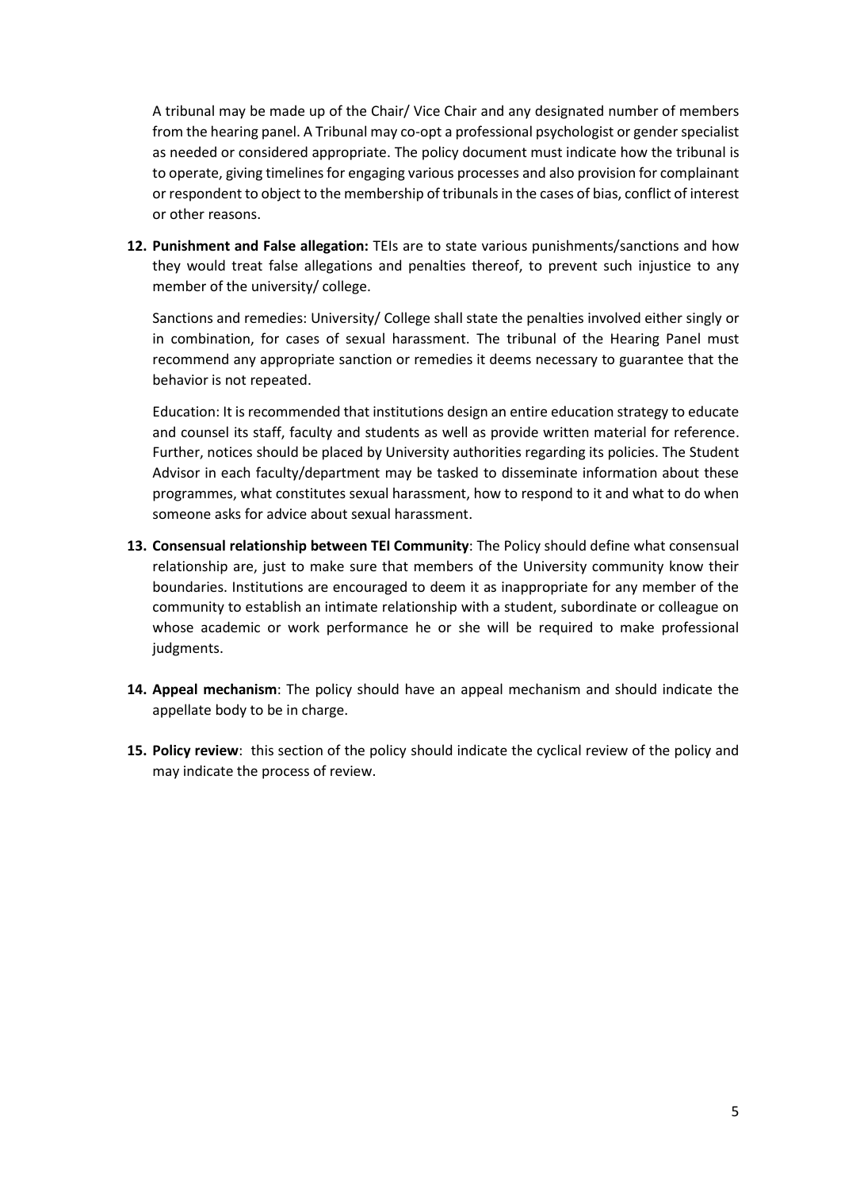A tribunal may be made up of the Chair/ Vice Chair and any designated number of members from the hearing panel. A Tribunal may co-opt a professional psychologist or gender specialist as needed or considered appropriate. The policy document must indicate how the tribunal is to operate, giving timelines for engaging various processes and also provision for complainant or respondent to object to the membership of tribunals in the cases of bias, conflict of interest or other reasons.

12. **Punishment and False allegation:** TEIs are to state various punishments/sanctions and how they would treat false allegations and penalties thereof, to prevent such injustice to any member of the university/ college.

    Sanctions and remedies: University/ College shall state the penalties involved either singly or in combination, for cases of sexual harassment. The tribunal of the Hearing Panel must recommend any appropriate sanction or remedies it deems necessary to guarantee that the behavior is not repeated.

    Education: It is recommended that institutions design an entire education strategy to educate and counsel its staff, faculty and students as well as provide written material for reference. Further, notices should be placed by University authorities regarding its policies. The Student Advisor in each faculty/department may be tasked to disseminate information about these programmes, what constitutes sexual harassment, how to respond to it and what to do when someone asks for advice about sexual harassment.

13. **Consensual relationship between TEI Community**: The Policy should define what consensual relationship are, just to make sure that members of the University community know their boundaries. Institutions are encouraged to deem it as inappropriate for any member of the community to establish an intimate relationship with a student, subordinate or colleague on whose academic or work performance he or she will be required to make professional judgments.

14. **Appeal mechanism**: The policy should have an appeal mechanism and should indicate the appellate body to be in charge.

15. **Policy review**: this section of the policy should indicate the cyclical review of the policy and may indicate the process of review.